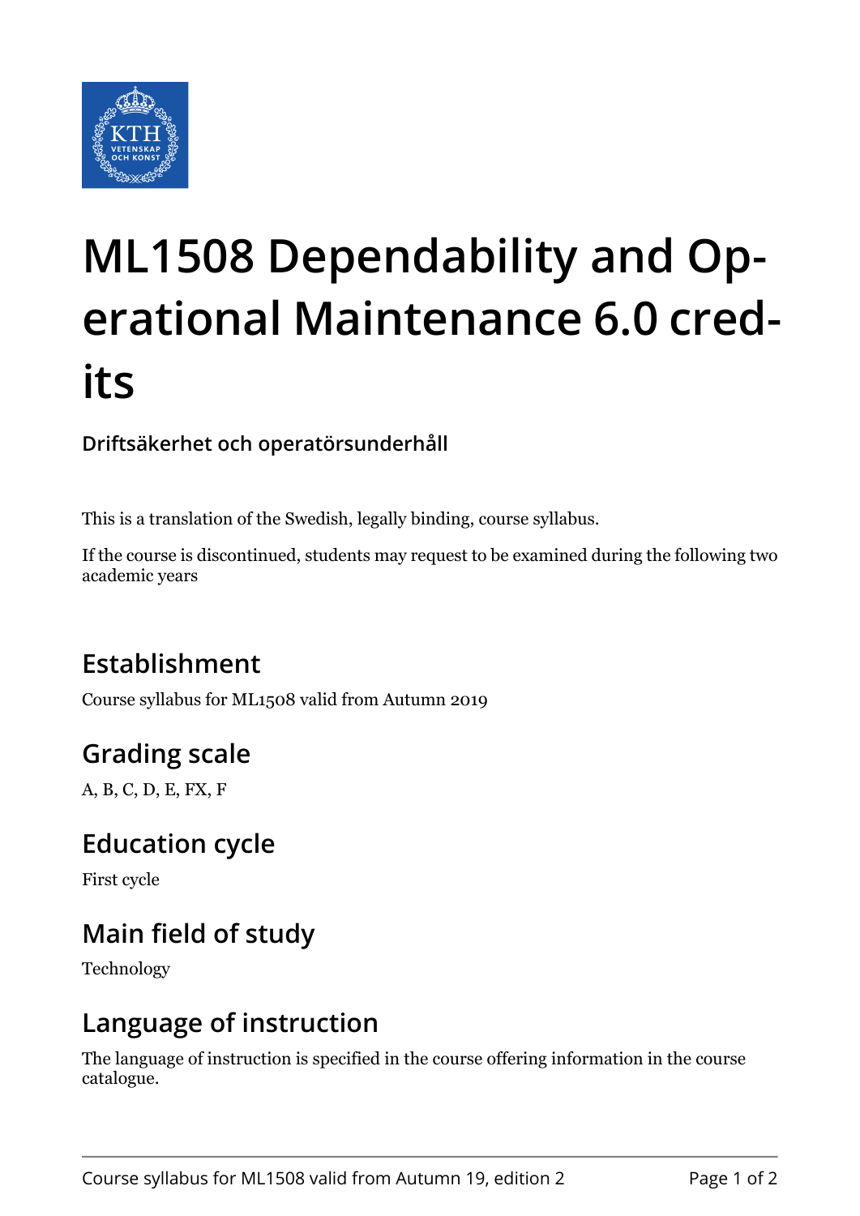# ML1508 Dependability and Operational Maintenance 6.0 credits

**Driftsäkerhet och operatörsunderhåll**

This is a translation of the Swedish, legally binding, course syllabus.

If the course is discontinued, students may request to be examined during the following two academic years

## Establishment

Course syllabus for ML1508 valid from Autumn 2019

## Grading scale

A, B, C, D, E, FX, F

## Education cycle

First cycle

## Main field of study

Technology

## Language of instruction

The language of instruction is specified in the course offering information in the course catalogue.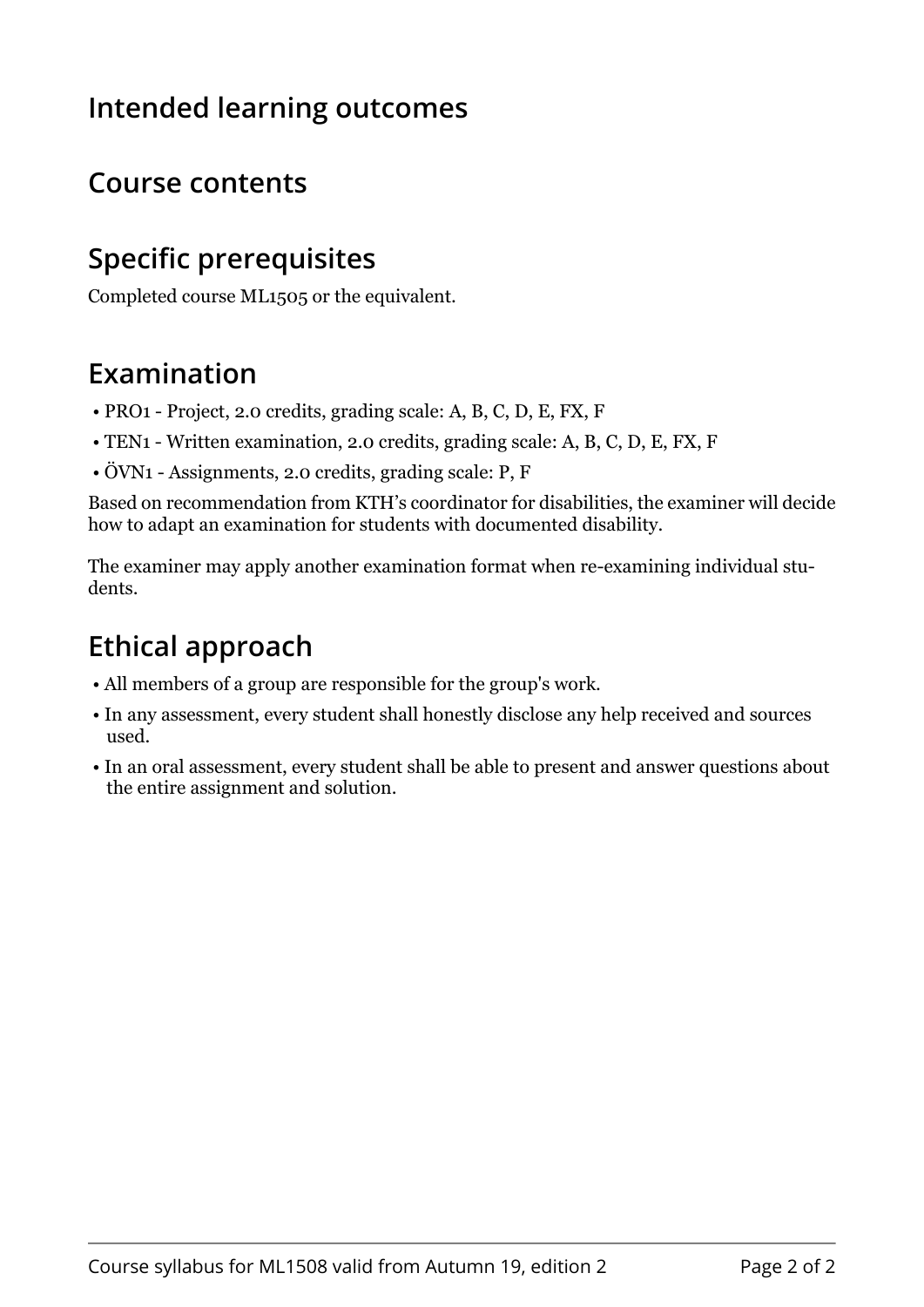## Intended learning outcomes

## Course contents

## Specific prerequisites

Completed course ML1505 or the equivalent.

## Examination

- PRO1 - Project, 2.0 credits, grading scale: A, B, C, D, E, FX, F
- TEN1 - Written examination, 2.0 credits, grading scale: A, B, C, D, E, FX, F
- ÖVN1 - Assignments, 2.0 credits, grading scale: P, F

Based on recommendation from KTH's coordinator for disabilities, the examiner will decide how to adapt an examination for students with documented disability.

The examiner may apply another examination format when re-examining individual students.

## Ethical approach

- All members of a group are responsible for the group's work.
- In any assessment, every student shall honestly disclose any help received and sources used.
- In an oral assessment, every student shall be able to present and answer questions about the entire assignment and solution.